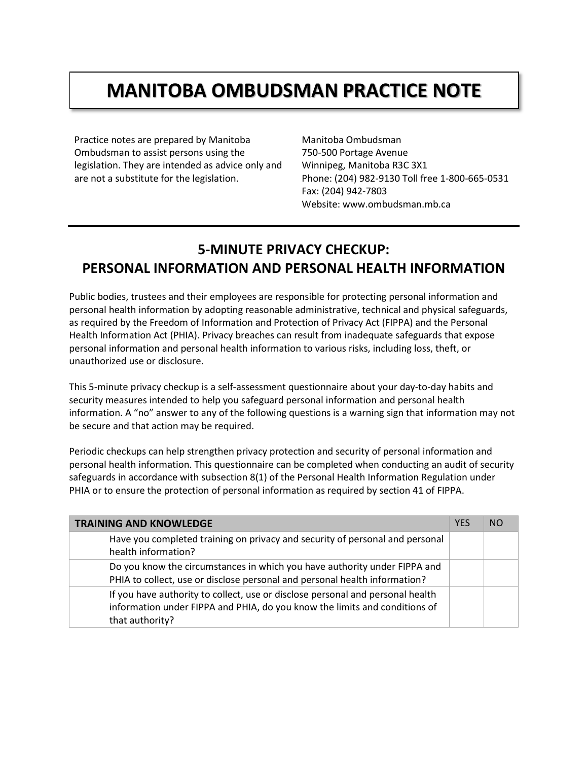# MANITOBA OMBUDSMAN PRACTICE NOTE

Practice notes are prepared by Manitoba Ombudsman to assist persons using the legislation. They are intended as advice only and are not a substitute for the legislation.

Manitoba Ombudsman
750-500 Portage Avenue
Winnipeg, Manitoba R3C 3X1
Phone: (204) 982-9130 Toll free 1-800-665-0531
Fax: (204) 942-7803
Website: www.ombudsman.mb.ca

## 5-MINUTE PRIVACY CHECKUP: PERSONAL INFORMATION AND PERSONAL HEALTH INFORMATION

Public bodies, trustees and their employees are responsible for protecting personal information and personal health information by adopting reasonable administrative, technical and physical safeguards, as required by the Freedom of Information and Protection of Privacy Act (FIPPA) and the Personal Health Information Act (PHIA). Privacy breaches can result from inadequate safeguards that expose personal information and personal health information to various risks, including loss, theft, or unauthorized use or disclosure.

This 5-minute privacy checkup is a self-assessment questionnaire about your day-to-day habits and security measures intended to help you safeguard personal information and personal health information. A "no" answer to any of the following questions is a warning sign that information may not be secure and that action may be required.

Periodic checkups can help strengthen privacy protection and security of personal information and personal health information. This questionnaire can be completed when conducting an audit of security safeguards in accordance with subsection 8(1) of the Personal Health Information Regulation under PHIA or to ensure the protection of personal information as required by section 41 of FIPPA.

| TRAINING AND KNOWLEDGE | YES | NO |
|---|---|---|
| Have you completed training on privacy and security of personal and personal health information? | | |
| Do you know the circumstances in which you have authority under FIPPA and PHIA to collect, use or disclose personal and personal health information? | | |
| If you have authority to collect, use or disclose personal and personal health information under FIPPA and PHIA, do you know the limits and conditions of that authority? | | |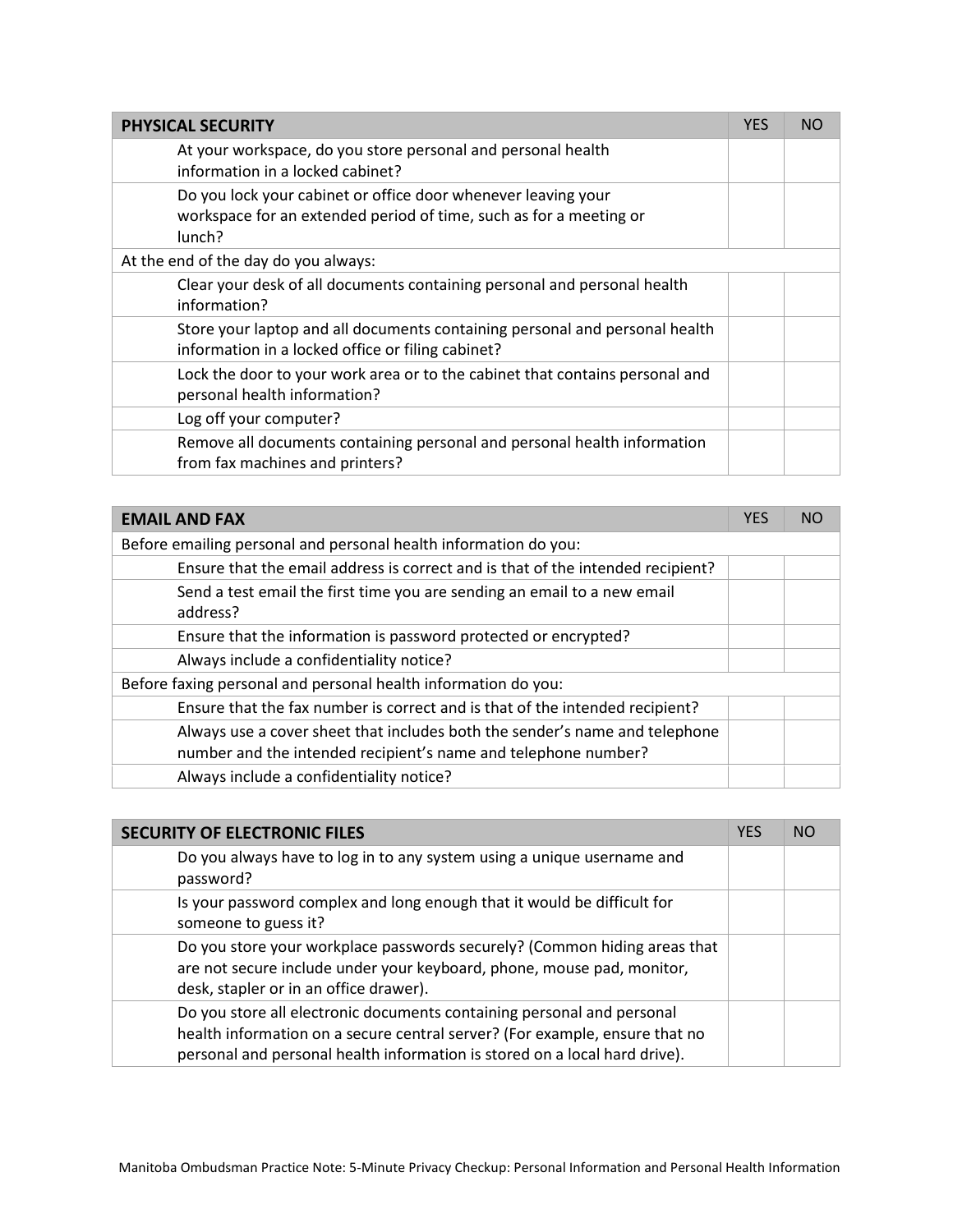| PHYSICAL SECURITY | YES | NO |
|---|---|---|
| At your workspace, do you store personal and personal health information in a locked cabinet? | | |
| Do you lock your cabinet or office door whenever leaving your workspace for an extended period of time, such as for a meeting or lunch? | | |
| At the end of the day do you always: | | |
| Clear your desk of all documents containing personal and personal health information? | | |
| Store your laptop and all documents containing personal and personal health information in a locked office or filing cabinet? | | |
| Lock the door to your work area or to the cabinet that contains personal and personal health information? | | |
| Log off your computer? | | |
| Remove all documents containing personal and personal health information from fax machines and printers? | | |

| EMAIL AND FAX | YES | NO |
|---|---|---|
| Before emailing personal and personal health information do you: | | |
| Ensure that the email address is correct and is that of the intended recipient? | | |
| Send a test email the first time you are sending an email to a new email address? | | |
| Ensure that the information is password protected or encrypted? | | |
| Always include a confidentiality notice? | | |
| Before faxing personal and personal health information do you: | | |
| Ensure that the fax number is correct and is that of the intended recipient? | | |
| Always use a cover sheet that includes both the sender's name and telephone number and the intended recipient's name and telephone number? | | |
| Always include a confidentiality notice? | | |

| SECURITY OF ELECTRONIC FILES | YES | NO |
|---|---|---|
| Do you always have to log in to any system using a unique username and password? | | |
| Is your password complex and long enough that it would be difficult for someone to guess it? | | |
| Do you store your workplace passwords securely? (Common hiding areas that are not secure include under your keyboard, phone, mouse pad, monitor, desk, stapler or in an office drawer). | | |
| Do you store all electronic documents containing personal and personal health information on a secure central server? (For example, ensure that no personal and personal health information is stored on a local hard drive). | | |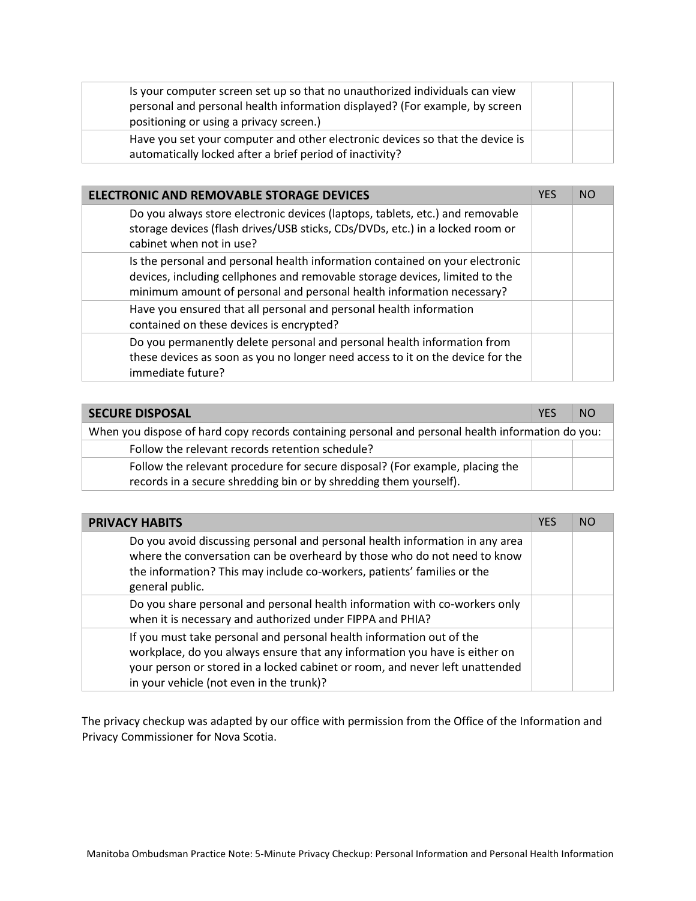| | | | |
|---|---|---|---|
| | Is your computer screen set up so that no unauthorized individuals can view personal and personal health information displayed? (For example, by screen positioning or using a privacy screen.) | | |
| | Have you set your computer and other electronic devices so that the device is automatically locked after a brief period of inactivity? | | |

| ELECTRONIC AND REMOVABLE STORAGE DEVICES | | YES | NO |
|---|---|---|---|
| | Do you always store electronic devices (laptops, tablets, etc.) and removable storage devices (flash drives/USB sticks, CDs/DVDs, etc.) in a locked room or cabinet when not in use? | | |
| | Is the personal and personal health information contained on your electronic devices, including cellphones and removable storage devices, limited to the minimum amount of personal and personal health information necessary? | | |
| | Have you ensured that all personal and personal health information contained on these devices is encrypted? | | |
| | Do you permanently delete personal and personal health information from these devices as soon as you no longer need access to it on the device for the immediate future? | | |

| SECURE DISPOSAL | | YES | NO |
|---|---|---|---|
| When you dispose of hard copy records containing personal and personal health information do you: | | | |
| | Follow the relevant records retention schedule? | | |
| | Follow the relevant procedure for secure disposal? (For example, placing the records in a secure shredding bin or by shredding them yourself). | | |

| PRIVACY HABITS | | YES | NO |
|---|---|---|---|
| | Do you avoid discussing personal and personal health information in any area where the conversation can be overheard by those who do not need to know the information? This may include co-workers, patients' families or the general public. | | |
| | Do you share personal and personal health information with co-workers only when it is necessary and authorized under FIPPA and PHIA? | | |
| | If you must take personal and personal health information out of the workplace, do you always ensure that any information you have is either on your person or stored in a locked cabinet or room, and never left unattended in your vehicle (not even in the trunk)? | | |

The privacy checkup was adapted by our office with permission from the Office of the Information and Privacy Commissioner for Nova Scotia.